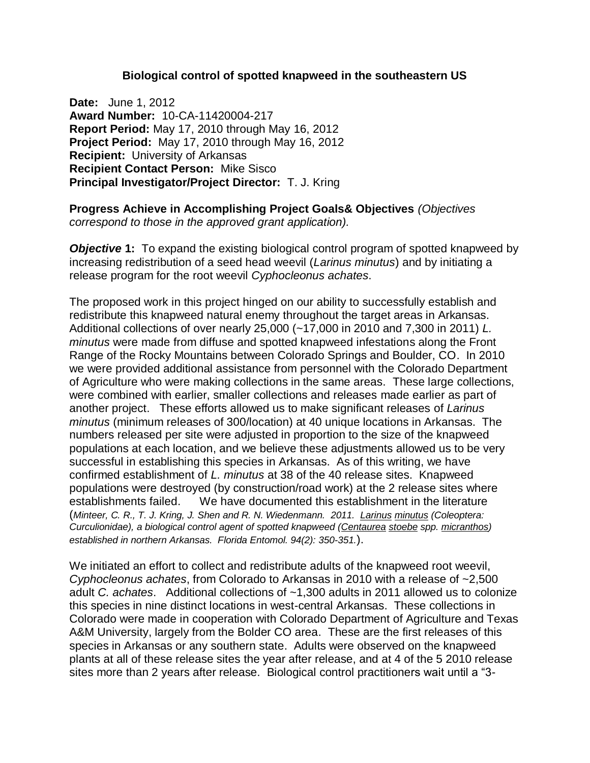**Biological control of spotted knapweed in the southeastern US**

**Date:** June 1, 2012
**Award Number:** 10-CA-11420004-217
**Report Period:** May 17, 2010 through May 16, 2012
**Project Period:** May 17, 2010 through May 16, 2012
**Recipient:** University of Arkansas
**Recipient Contact Person:** Mike Sisco
**Principal Investigator/Project Director:** T. J. Kring

**Progress Achieve in Accomplishing Project Goals& Objectives** *(Objectives correspond to those in the approved grant application).*

***Objective* 1:** To expand the existing biological control program of spotted knapweed by increasing redistribution of a seed head weevil (*Larinus minutus*) and by initiating a release program for the root weevil *Cyphocleonus achates*.

The proposed work in this project hinged on our ability to successfully establish and redistribute this knapweed natural enemy throughout the target areas in Arkansas. Additional collections of over nearly 25,000 (~17,000 in 2010 and 7,300 in 2011) *L. minutus* were made from diffuse and spotted knapweed infestations along the Front Range of the Rocky Mountains between Colorado Springs and Boulder, CO. In 2010 we were provided additional assistance from personnel with the Colorado Department of Agriculture who were making collections in the same areas. These large collections, were combined with earlier, smaller collections and releases made earlier as part of another project. These efforts allowed us to make significant releases of *Larinus minutus* (minimum releases of 300/location) at 40 unique locations in Arkansas. The numbers released per site were adjusted in proportion to the size of the knapweed populations at each location, and we believe these adjustments allowed us to be very successful in establishing this species in Arkansas. As of this writing, we have confirmed establishment of *L. minutus* at 38 of the 40 release sites. Knapweed populations were destroyed (by construction/road work) at the 2 release sites where establishments failed. We have documented this establishment in the literature (*Minteer, C. R., T. J. Kring, J. Shen and R. N. Wiedenmann. 2011. Larinus minutus (Coleoptera: Curculionidae), a biological control agent of spotted knapweed (Centaurea stoebe spp. micranthos) established in northern Arkansas. Florida Entomol. 94(2): 350-351.*).

We initiated an effort to collect and redistribute adults of the knapweed root weevil, *Cyphocleonus achates*, from Colorado to Arkansas in 2010 with a release of ~2,500 adult *C. achates*. Additional collections of ~1,300 adults in 2011 allowed us to colonize this species in nine distinct locations in west-central Arkansas. These collections in Colorado were made in cooperation with Colorado Department of Agriculture and Texas A&M University, largely from the Bolder CO area. These are the first releases of this species in Arkansas or any southern state. Adults were observed on the knapweed plants at all of these release sites the year after release, and at 4 of the 5 2010 release sites more than 2 years after release. Biological control practitioners wait until a "3-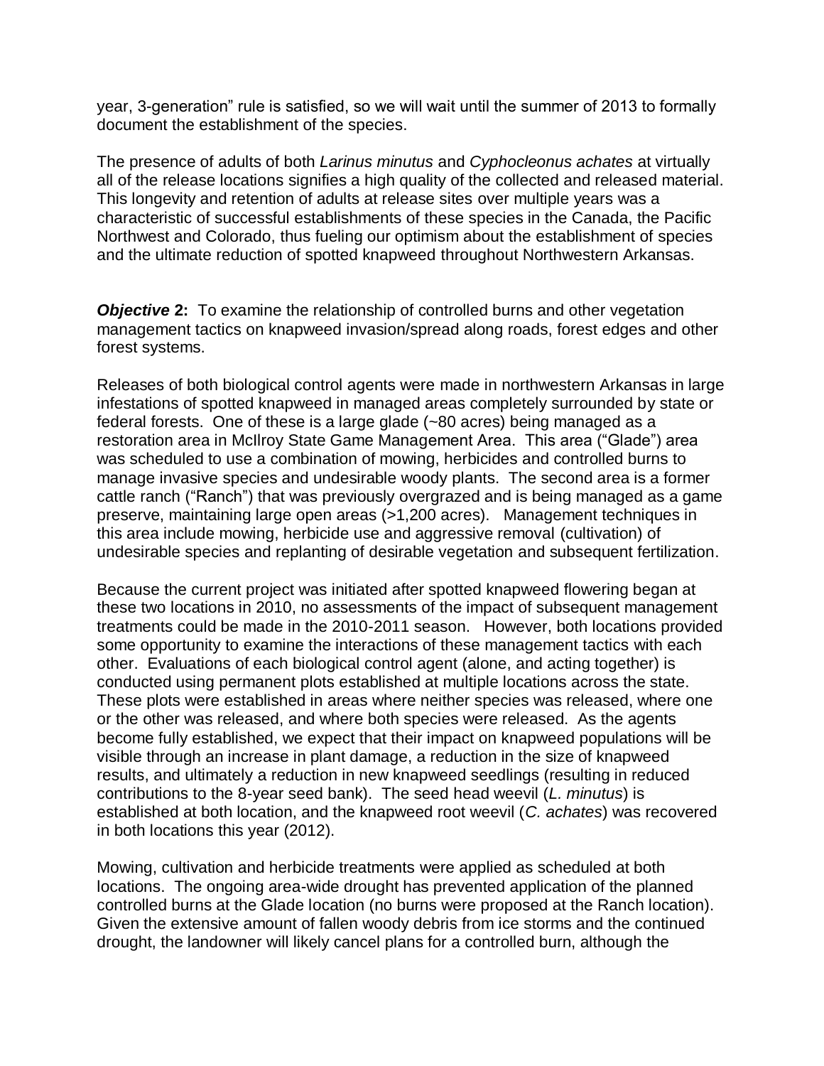year, 3-generation" rule is satisfied, so we will wait until the summer of 2013 to formally document the establishment of the species.

The presence of adults of both *Larinus minutus* and *Cyphocleonus achates* at virtually all of the release locations signifies a high quality of the collected and released material. This longevity and retention of adults at release sites over multiple years was a characteristic of successful establishments of these species in the Canada, the Pacific Northwest and Colorado, thus fueling our optimism about the establishment of species and the ultimate reduction of spotted knapweed throughout Northwestern Arkansas.

***Objective* 2:** To examine the relationship of controlled burns and other vegetation management tactics on knapweed invasion/spread along roads, forest edges and other forest systems.

Releases of both biological control agents were made in northwestern Arkansas in large infestations of spotted knapweed in managed areas completely surrounded by state or federal forests. One of these is a large glade (~80 acres) being managed as a restoration area in McIlroy State Game Management Area. This area ("Glade") area was scheduled to use a combination of mowing, herbicides and controlled burns to manage invasive species and undesirable woody plants. The second area is a former cattle ranch ("Ranch") that was previously overgrazed and is being managed as a game preserve, maintaining large open areas (>1,200 acres). Management techniques in this area include mowing, herbicide use and aggressive removal (cultivation) of undesirable species and replanting of desirable vegetation and subsequent fertilization.

Because the current project was initiated after spotted knapweed flowering began at these two locations in 2010, no assessments of the impact of subsequent management treatments could be made in the 2010-2011 season. However, both locations provided some opportunity to examine the interactions of these management tactics with each other. Evaluations of each biological control agent (alone, and acting together) is conducted using permanent plots established at multiple locations across the state. These plots were established in areas where neither species was released, where one or the other was released, and where both species were released. As the agents become fully established, we expect that their impact on knapweed populations will be visible through an increase in plant damage, a reduction in the size of knapweed results, and ultimately a reduction in new knapweed seedlings (resulting in reduced contributions to the 8-year seed bank). The seed head weevil (*L. minutus*) is established at both location, and the knapweed root weevil (*C. achates*) was recovered in both locations this year (2012).

Mowing, cultivation and herbicide treatments were applied as scheduled at both locations. The ongoing area-wide drought has prevented application of the planned controlled burns at the Glade location (no burns were proposed at the Ranch location). Given the extensive amount of fallen woody debris from ice storms and the continued drought, the landowner will likely cancel plans for a controlled burn, although the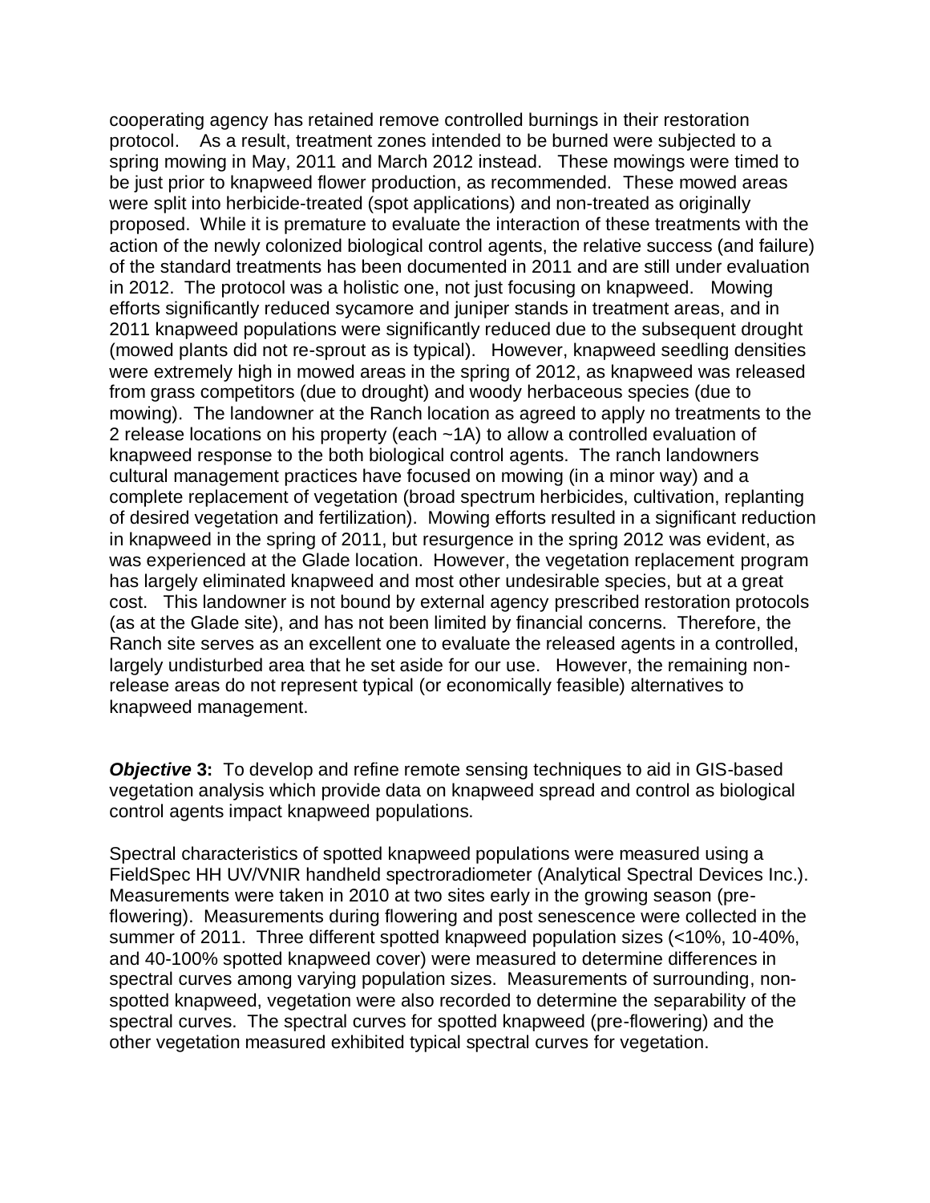cooperating agency has retained remove controlled burnings in their restoration protocol. As a result, treatment zones intended to be burned were subjected to a spring mowing in May, 2011 and March 2012 instead. These mowings were timed to be just prior to knapweed flower production, as recommended. These mowed areas were split into herbicide-treated (spot applications) and non-treated as originally proposed. While it is premature to evaluate the interaction of these treatments with the action of the newly colonized biological control agents, the relative success (and failure) of the standard treatments has been documented in 2011 and are still under evaluation in 2012. The protocol was a holistic one, not just focusing on knapweed. Mowing efforts significantly reduced sycamore and juniper stands in treatment areas, and in 2011 knapweed populations were significantly reduced due to the subsequent drought (mowed plants did not re-sprout as is typical). However, knapweed seedling densities were extremely high in mowed areas in the spring of 2012, as knapweed was released from grass competitors (due to drought) and woody herbaceous species (due to mowing). The landowner at the Ranch location as agreed to apply no treatments to the 2 release locations on his property (each ~1A) to allow a controlled evaluation of knapweed response to the both biological control agents. The ranch landowners cultural management practices have focused on mowing (in a minor way) and a complete replacement of vegetation (broad spectrum herbicides, cultivation, replanting of desired vegetation and fertilization). Mowing efforts resulted in a significant reduction in knapweed in the spring of 2011, but resurgence in the spring 2012 was evident, as was experienced at the Glade location. However, the vegetation replacement program has largely eliminated knapweed and most other undesirable species, but at a great cost. This landowner is not bound by external agency prescribed restoration protocols (as at the Glade site), and has not been limited by financial concerns. Therefore, the Ranch site serves as an excellent one to evaluate the released agents in a controlled, largely undisturbed area that he set aside for our use. However, the remaining non-release areas do not represent typical (or economically feasible) alternatives to knapweed management.

***Objective* 3:** To develop and refine remote sensing techniques to aid in GIS-based vegetation analysis which provide data on knapweed spread and control as biological control agents impact knapweed populations.

Spectral characteristics of spotted knapweed populations were measured using a FieldSpec HH UV/VNIR handheld spectroradiometer (Analytical Spectral Devices Inc.). Measurements were taken in 2010 at two sites early in the growing season (pre-flowering). Measurements during flowering and post senescence were collected in the summer of 2011. Three different spotted knapweed population sizes (<10%, 10-40%, and 40-100% spotted knapweed cover) were measured to determine differences in spectral curves among varying population sizes. Measurements of surrounding, non-spotted knapweed, vegetation were also recorded to determine the separability of the spectral curves. The spectral curves for spotted knapweed (pre-flowering) and the other vegetation measured exhibited typical spectral curves for vegetation.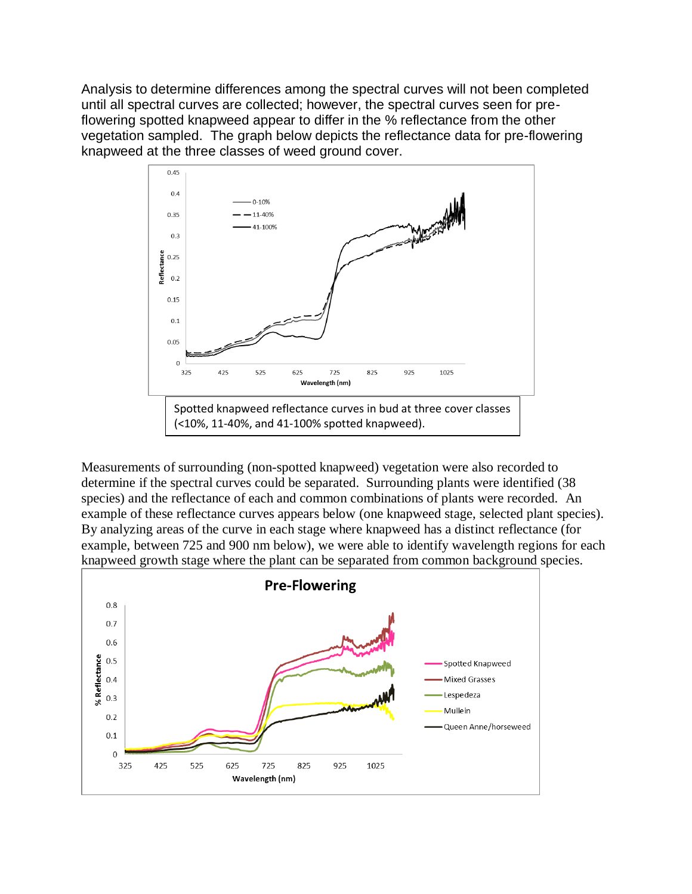Analysis to determine differences among the spectral curves will not been completed until all spectral curves are collected; however, the spectral curves seen for pre-flowering spotted knapweed appear to differ in the % reflectance from the other vegetation sampled. The graph below depicts the reflectance data for pre-flowering knapweed at the three classes of weed ground cover.

0.45
0.4
0.35
0.3
0.25
0.2
0.15
0.1
0.05
0
Reflectance
325 425 525 625 725 825 925 1025
Wavelength (nm)
0-10%
11-40%
41-100%

Spotted knapweed reflectance curves in bud at three cover classes (<10%, 11-40%, and 41-100% spotted knapweed).

Measurements of surrounding (non-spotted knapweed) vegetation were also recorded to determine if the spectral curves could be separated. Surrounding plants were identified (38 species) and the reflectance of each and common combinations of plants were recorded. An example of these reflectance curves appears below (one knapweed stage, selected plant species). By analyzing areas of the curve in each stage where knapweed has a distinct reflectance (for example, between 725 and 900 nm below), we were able to identify wavelength regions for each knapweed growth stage where the plant can be separated from common background species.

**Pre-Flowering**

0.8
0.7
0.6
0.5
0.4
0.3
0.2
0.1
0
% Reflectance
325 425 525 625 725 825 925 1025
Wavelength (nm)
Spotted Knapweed
Mixed Grasses
Lespedeza
Mullein
Queen Anne/horseweed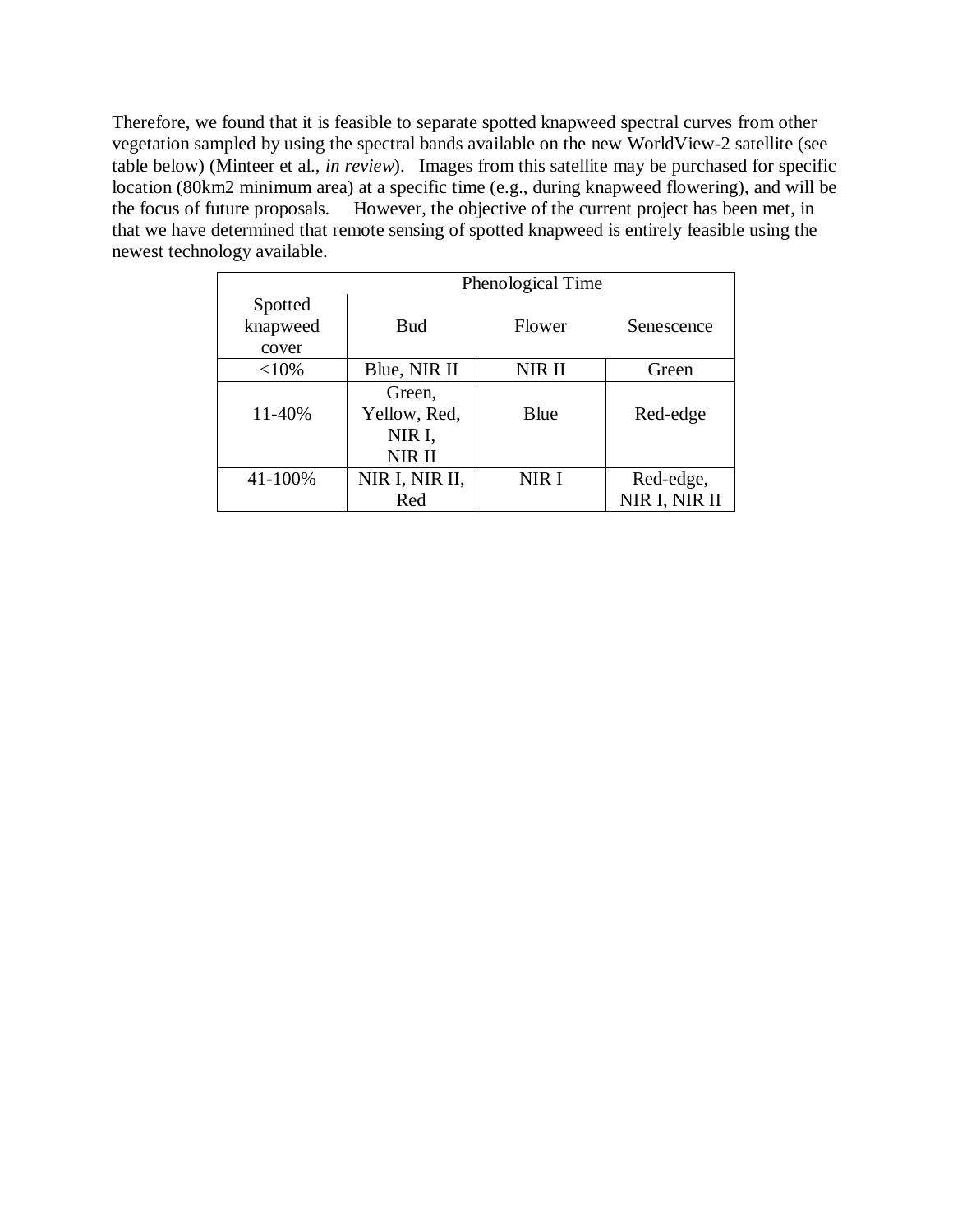Therefore, we found that it is feasible to separate spotted knapweed spectral curves from other vegetation sampled by using the spectral bands available on the new WorldView-2 satellite (see table below) (Minteer et al., *in review*). Images from this satellite may be purchased for specific location (80km2 minimum area) at a specific time (e.g., during knapweed flowering), and will be the focus of future proposals. However, the objective of the current project has been met, in that we have determined that remote sensing of spotted knapweed is entirely feasible using the newest technology available.

| | Phenological Time | | |
|---|---|---|---|
| Spotted knapweed cover | Bud | Flower | Senescence |
| <10% | Blue, NIR II | NIR II | Green |
| 11-40% | Green, Yellow, Red, NIR I, NIR II | Blue | Red-edge |
| 41-100% | NIR I, NIR II, Red | NIR I | Red-edge, NIR I, NIR II |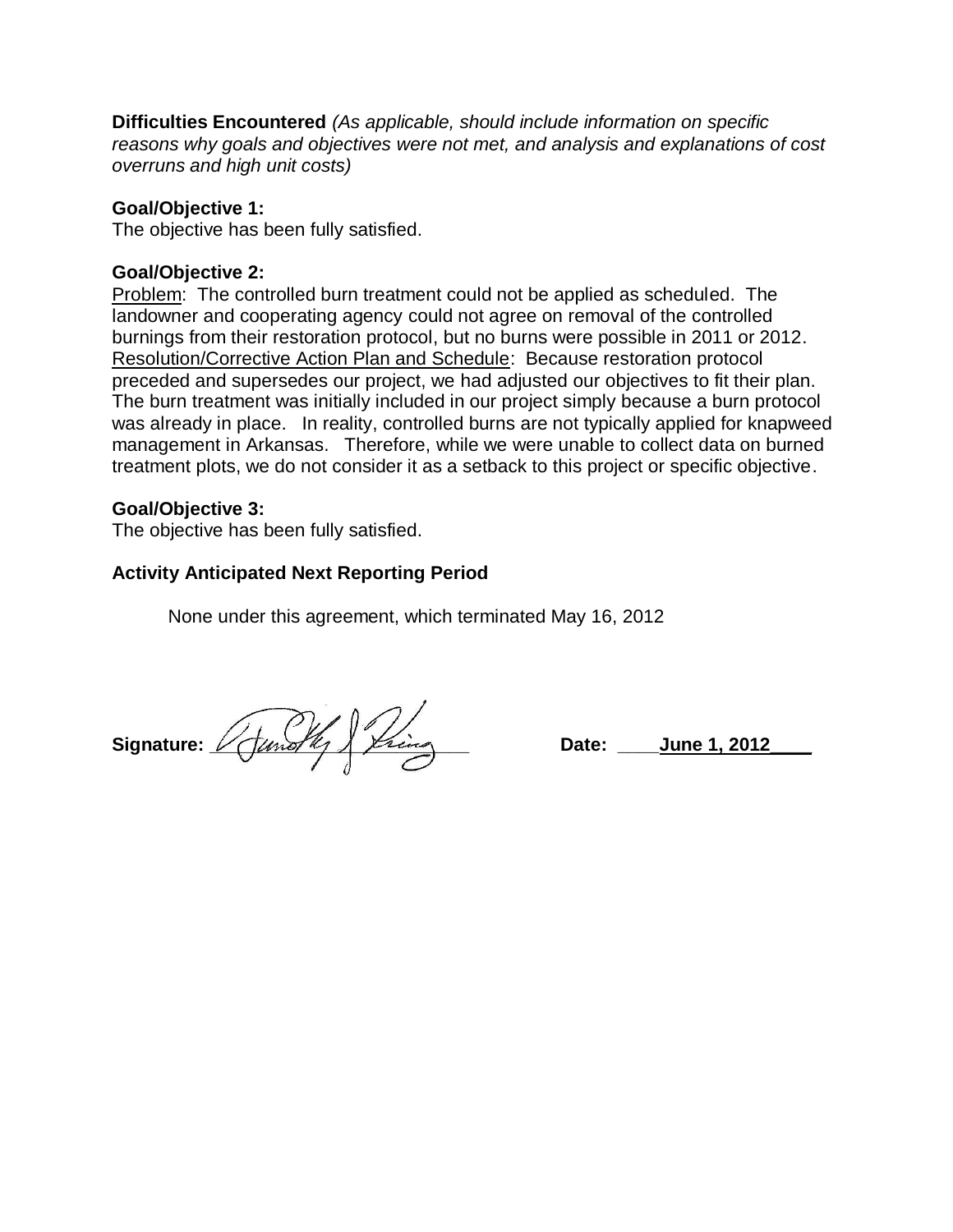**Difficulties Encountered** *(As applicable, should include information on specific reasons why goals and objectives were not met, and analysis and explanations of cost overruns and high unit costs)*

**Goal/Objective 1:**
The objective has been fully satisfied.

**Goal/Objective 2:**
<u>Problem</u>: The controlled burn treatment could not be applied as scheduled. The landowner and cooperating agency could not agree on removal of the controlled burnings from their restoration protocol, but no burns were possible in 2011 or 2012.
<u>Resolution/Corrective Action Plan and Schedule</u>: Because restoration protocol preceded and supersedes our project, we had adjusted our objectives to fit their plan. The burn treatment was initially included in our project simply because a burn protocol was already in place. In reality, controlled burns are not typically applied for knapweed management in Arkansas. Therefore, while we were unable to collect data on burned treatment plots, we do not consider it as a setback to this project or specific objective.

**Goal/Objective 3:**
The objective has been fully satisfied.

**Activity Anticipated Next Reporting Period**

None under this agreement, which terminated May 16, 2012

**Signature:** ________________ **Date:** **June 1, 2012**